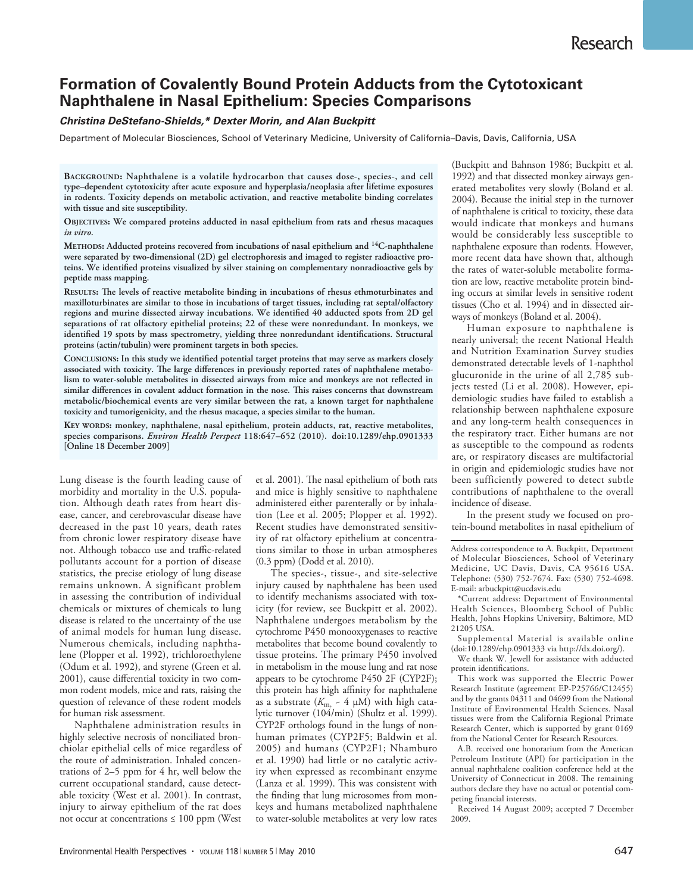# Formation of Covalently Bound Protein Adducts from the Cytotoxicant Naphthalene in Nasal Epithelium: Species Comparisons

***Christina DeStefano-Shields,\* Dexter Morin, and Alan Buckpitt***

Department of Molecular Biosciences, School of Veterinary Medicine, University of California–Davis, Davis, California, USA

**Background: Naphthalene is a volatile hydrocarbon that causes dose-, species-, and cell type–dependent cytotoxicity after acute exposure and hyperplasia/neoplasia after lifetime exposures in rodents. Toxicity depends on metabolic activation, and reactive metabolite binding correlates with tissue and site susceptibility.**

**Objectives: We compared proteins adducted in nasal epithelium from rats and rhesus macaques *in vitro*.**

**Methods: Adducted proteins recovered from incubations of nasal epithelium and $^{14}$C-naphthalene were separated by two-dimensional (2D) gel electrophoresis and imaged to register radioactive proteins. We identified proteins visualized by silver staining on complementary nonradioactive gels by peptide mass mapping.**

**Results: The levels of reactive metabolite binding in incubations of rhesus ethmoturbinates and maxilloturbinates are similar to those in incubations of target tissues, including rat septal/olfactory regions and murine dissected airway incubations. We identified 40 adducted spots from 2D gel separations of rat olfactory epithelial proteins; 22 of these were nonredundant. In monkeys, we identified 19 spots by mass spectrometry, yielding three nonredundant identifications. Structural proteins (actin/tubulin) were prominent targets in both species.**

**Conclusions: In this study we identified potential target proteins that may serve as markers closely associated with toxicity. The large differences in previously reported rates of naphthalene metabolism to water-soluble metabolites in dissected airways from mice and monkeys are not reflected in similar differences in covalent adduct formation in the nose. This raises concerns that downstream metabolic/biochemical events are very similar between the rat, a known target for naphthalene toxicity and tumorigenicity, and the rhesus macaque, a species similar to the human.**

**Key words: monkey, naphthalene, nasal epithelium, protein adducts, rat, reactive metabolites, species comparisons. *Environ Health Perspect* 118:647–652 (2010). doi:10.1289/ehp.0901333 [Online 18 December 2009]**

Lung disease is the fourth leading cause of morbidity and mortality in the U.S. population. Although death rates from heart disease, cancer, and cerebrovascular disease have decreased in the past 10 years, death rates from chronic lower respiratory disease have not. Although tobacco use and traffic-related pollutants account for a portion of disease statistics, the precise etiology of lung disease remains unknown. A significant problem in assessing the contribution of individual chemicals or mixtures of chemicals to lung disease is related to the uncertainty of the use of animal models for human lung disease. Numerous chemicals, including naphthalene (Plopper et al. 1992), trichloroethylene (Odum et al. 1992), and styrene (Green et al. 2001), cause differential toxicity in two common rodent models, mice and rats, raising the question of relevance of these rodent models for human risk assessment.

Naphthalene administration results in highly selective necrosis of nonciliated bronchiolar epithelial cells of mice regardless of the route of administration. Inhaled concentrations of 2–5 ppm for 4 hr, well below the current occupational standard, cause detectable toxicity (West et al. 2001). In contrast, injury to airway epithelium of the rat does not occur at concentrations ≤ 100 ppm (West et al. 2001). The nasal epithelium of both rats and mice is highly sensitive to naphthalene administered either parenterally or by inhalation (Lee et al. 2005; Plopper et al. 1992). Recent studies have demonstrated sensitivity of rat olfactory epithelium at concentrations similar to those in urban atmospheres (0.3 ppm) (Dodd et al. 2010).

The species-, tissue-, and site-selective injury caused by naphthalene has been used to identify mechanisms associated with toxicity (for review, see Buckpitt et al. 2002). Naphthalene undergoes metabolism by the cytochrome P450 monooxygenases to reactive metabolites that become bound covalently to tissue proteins. The primary P450 involved in metabolism in the mouse lung and rat nose appears to be cytochrome P450 2F (CYP2F); this protein has high affinity for naphthalene as a substrate ($K_m$ ~ 4 μM) with high catalytic turnover (104/min) (Shultz et al. 1999). CYP2F orthologs found in the lungs of nonhuman primates (CYP2F5; Baldwin et al. 2005) and humans (CYP2F1; Nhamburo et al. 1990) had little or no catalytic activity when expressed as recombinant enzyme (Lanza et al. 1999). This was consistent with the finding that lung microsomes from monkeys and humans metabolized naphthalene to water-soluble metabolites at very low rates (Buckpitt and Bahnson 1986; Buckpitt et al. 1992) and that dissected monkey airways generated metabolites very slowly (Boland et al. 2004). Because the initial step in the turnover of naphthalene is critical to toxicity, these data would indicate that monkeys and humans would be considerably less susceptible to naphthalene exposure than rodents. However, more recent data have shown that, although the rates of water-soluble metabolite formation are low, reactive metabolite protein binding occurs at similar levels in sensitive rodent tissues (Cho et al. 1994) and in dissected airways of monkeys (Boland et al. 2004).

Human exposure to naphthalene is nearly universal; the recent National Health and Nutrition Examination Survey studies demonstrated detectable levels of 1-naphthol glucuronide in the urine of all 2,785 subjects tested (Li et al. 2008). However, epidemiologic studies have failed to establish a relationship between naphthalene exposure and any long-term health consequences in the respiratory tract. Either humans are not as susceptible to the compound as rodents are, or respiratory diseases are multifactorial in origin and epidemiologic studies have not been sufficiently powered to detect subtle contributions of naphthalene to the overall incidence of disease.

In the present study we focused on protein-bound metabolites in nasal epithelium of

---

Address correspondence to A. Buckpitt, Department of Molecular Biosciences, School of Veterinary Medicine, UC Davis, Davis, CA 95616 USA. Telephone: (530) 752-7674. Fax: (530) 752-4698. E-mail: arbuckpitt@ucdavis.edu

\*Current address: Department of Environmental Health Sciences, Bloomberg School of Public Health, Johns Hopkins University, Baltimore, MD 21205 USA.

Supplemental Material is available online (doi:10.1289/ehp.0901333 via http://dx.doi.org/).

We thank W. Jewell for assistance with adducted protein identifications.

This work was supported the Electric Power Research Institute (agreement EP-P25766/C12455) and by the grants 04311 and 04699 from the National Institute of Environmental Health Sciences. Nasal tissues were from the California Regional Primate Research Center, which is supported by grant 0169 from the National Center for Research Resources.

A.B. received one honorarium from the American Petroleum Institute (API) for participation in the annual naphthalene coalition conference held at the University of Connecticut in 2008. The remaining authors declare they have no actual or potential competing financial interests.

Received 14 August 2009; accepted 7 December 2009.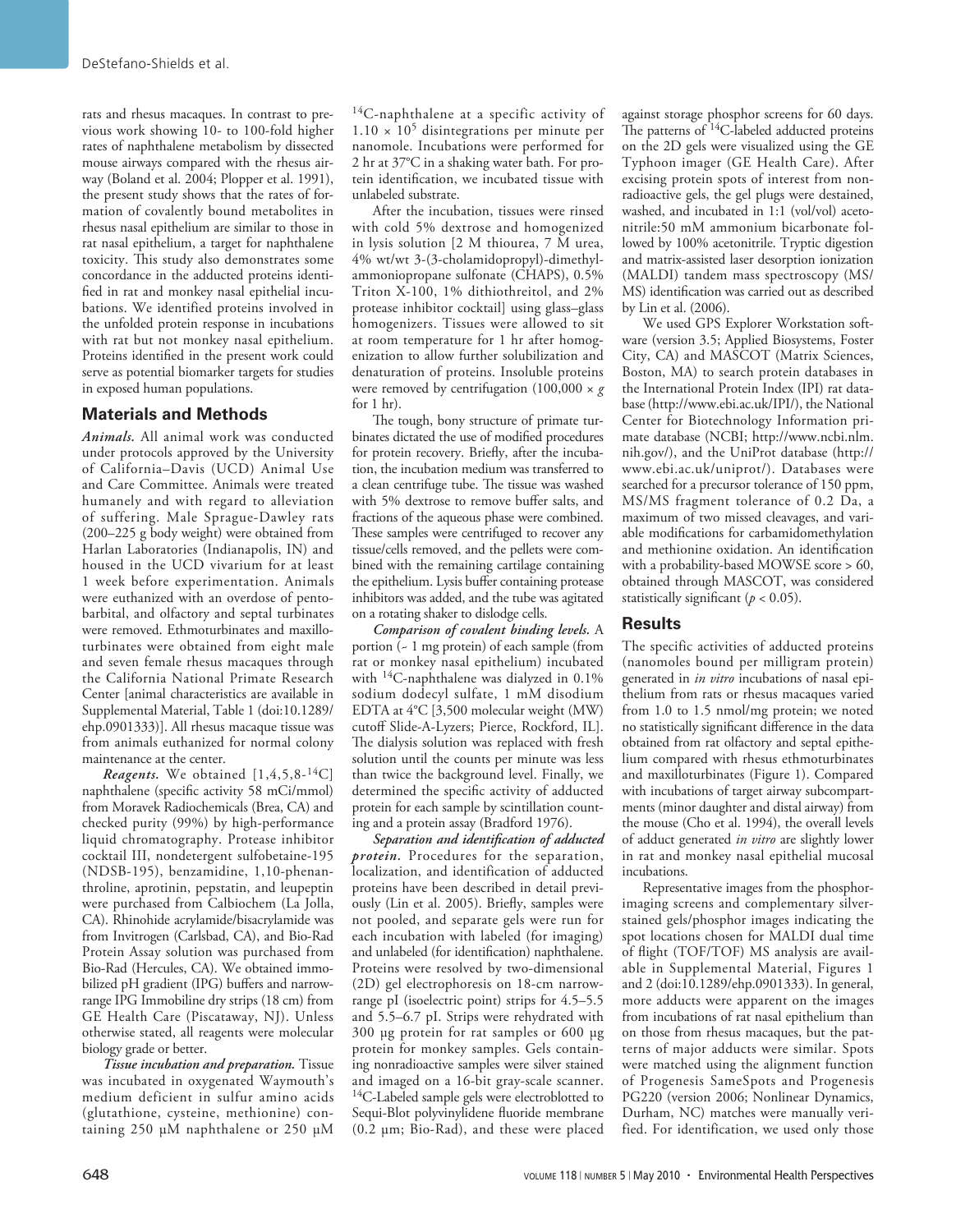rats and rhesus macaques. In contrast to previous work showing 10- to 100-fold higher rates of naphthalene metabolism by dissected mouse airways compared with the rhesus airway (Boland et al. 2004; Plopper et al. 1991), the present study shows that the rates of formation of covalently bound metabolites in rhesus nasal epithelium are similar to those in rat nasal epithelium, a target for naphthalene toxicity. This study also demonstrates some concordance in the adducted proteins identified in rat and monkey nasal epithelial incubations. We identified proteins involved in the unfolded protein response in incubations with rat but not monkey nasal epithelium. Proteins identified in the present work could serve as potential biomarker targets for studies in exposed human populations.

## Materials and Methods

***Animals.*** All animal work was conducted under protocols approved by the University of California–Davis (UCD) Animal Use and Care Committee. Animals were treated humanely and with regard to alleviation of suffering. Male Sprague-Dawley rats (200–225 g body weight) were obtained from Harlan Laboratories (Indianapolis, IN) and housed in the UCD vivarium for at least 1 week before experimentation. Animals were euthanized with an overdose of pentobarbital, and olfactory and septal turbinates were removed. Ethmoturbinates and maxilloturbinates were obtained from eight male and seven female rhesus macaques through the California National Primate Research Center [animal characteristics are available in Supplemental Material, Table 1 (doi:10.1289/ehp.0901333)]. All rhesus macaque tissue was from animals euthanized for normal colony maintenance at the center.

***Reagents.*** We obtained [1,4,5,8-$^{14}$C] naphthalene (specific activity 58 mCi/mmol) from Moravek Radiochemicals (Brea, CA) and checked purity (99%) by high-performance liquid chromatography. Protease inhibitor cocktail III, nondetergent sulfobetaine-195 (NDSB-195), benzamidine, 1,10-phenanthroline, aprotinin, pepstatin, and leupeptin were purchased from Calbiochem (La Jolla, CA). Rhinohide acrylamide/bisacrylamide was from Invitrogen (Carlsbad, CA), and Bio-Rad Protein Assay solution was purchased from Bio-Rad (Hercules, CA). We obtained immobilized pH gradient (IPG) buffers and narrow-range IPG Immobiline dry strips (18 cm) from GE Health Care (Piscataway, NJ). Unless otherwise stated, all reagents were molecular biology grade or better.

***Tissue incubation and preparation.*** Tissue was incubated in oxygenated Waymouth's medium deficient in sulfur amino acids (glutathione, cysteine, methionine) containing 250 µM naphthalene or 250 µM $^{14}$C-naphthalene at a specific activity of $1.10 \times 10^5$ disintegrations per minute per nanomole. Incubations were performed for 2 hr at 37°C in a shaking water bath. For protein identification, we incubated tissue with unlabeled substrate.

After the incubation, tissues were rinsed with cold 5% dextrose and homogenized in lysis solution [2 M thiourea, 7 M urea, 4% wt/wt 3-(3-cholamidopropyl)-dimethylammoniopropane sulfonate (CHAPS), 0.5% Triton X-100, 1% dithiothreitol, and 2% protease inhibitor cocktail] using glass–glass homogenizers. Tissues were allowed to sit at room temperature for 1 hr after homogenization to allow further solubilization and denaturation of proteins. Insoluble proteins were removed by centrifugation (100,000 × *g* for 1 hr).

The tough, bony structure of primate turbinates dictated the use of modified procedures for protein recovery. Briefly, after the incubation, the incubation medium was transferred to a clean centrifuge tube. The tissue was washed with 5% dextrose to remove buffer salts, and fractions of the aqueous phase were combined. These samples were centrifuged to recover any tissue/cells removed, and the pellets were combined with the remaining cartilage containing the epithelium. Lysis buffer containing protease inhibitors was added, and the tube was agitated on a rotating shaker to dislodge cells.

***Comparison of covalent binding levels.*** A portion (~ 1 mg protein) of each sample (from rat or monkey nasal epithelium) incubated with $^{14}$C-naphthalene was dialyzed in 0.1% sodium dodecyl sulfate, 1 mM disodium EDTA at 4°C [3,500 molecular weight (MW) cutoff Slide-A-Lyzers; Pierce, Rockford, IL]. The dialysis solution was replaced with fresh solution until the counts per minute was less than twice the background level. Finally, we determined the specific activity of adducted protein for each sample by scintillation counting and a protein assay (Bradford 1976).

***Separation and identification of adducted protein.*** Procedures for the separation, localization, and identification of adducted proteins have been described in detail previously (Lin et al. 2005). Briefly, samples were not pooled, and separate gels were run for each incubation with labeled (for imaging) and unlabeled (for identification) naphthalene. Proteins were resolved by two-dimensional (2D) gel electrophoresis on 18-cm narrow-range pI (isoelectric point) strips for 4.5–5.5 and 5.5–6.7 pI. Strips were rehydrated with 300 µg protein for rat samples or 600 µg protein for monkey samples. Gels containing nonradioactive samples were silver stained and imaged on a 16-bit gray-scale scanner. $^{14}$C-Labeled sample gels were electroblotted to Sequi-Blot polyvinylidene fluoride membrane (0.2 µm; Bio-Rad), and these were placed against storage phosphor screens for 60 days. The patterns of $^{14}$C-labeled adducted proteins on the 2D gels were visualized using the GE Typhoon imager (GE Health Care). After excising protein spots of interest from nonradioactive gels, the gel plugs were destained, washed, and incubated in 1:1 (vol/vol) acetonitrile:50 mM ammonium bicarbonate followed by 100% acetonitrile. Tryptic digestion and matrix-assisted laser desorption ionization (MALDI) tandem mass spectroscopy (MS/MS) identification was carried out as described by Lin et al. (2006).

We used GPS Explorer Workstation software (version 3.5; Applied Biosystems, Foster City, CA) and MASCOT (Matrix Sciences, Boston, MA) to search protein databases in the International Protein Index (IPI) rat database (http://www.ebi.ac.uk/IPI/), the National Center for Biotechnology Information primate database (NCBI; http://www.ncbi.nlm.nih.gov/), and the UniProt database (http://www.ebi.ac.uk/uniprot/). Databases were searched for a precursor tolerance of 150 ppm, MS/MS fragment tolerance of 0.2 Da, a maximum of two missed cleavages, and variable modifications for carbamidomethylation and methionine oxidation. An identification with a probability-based MOWSE score > 60, obtained through MASCOT, was considered statistically significant ($p < 0.05$).

## Results

The specific activities of adducted proteins (nanomoles bound per milligram protein) generated in *in vitro* incubations of nasal epithelium from rats or rhesus macaques varied from 1.0 to 1.5 nmol/mg protein; we noted no statistically significant difference in the data obtained from rat olfactory and septal epithelium compared with rhesus ethmoturbinates and maxilloturbinates (Figure 1). Compared with incubations of target airway subcompartments (minor daughter and distal airway) from the mouse (Cho et al. 1994), the overall levels of adduct generated *in vitro* are slightly lower in rat and monkey nasal epithelial mucosal incubations.

Representative images from the phosphorimaging screens and complementary silver-stained gels/phosphor images indicating the spot locations chosen for MALDI dual time of flight (TOF/TOF) MS analysis are available in Supplemental Material, Figures 1 and 2 (doi:10.1289/ehp.0901333). In general, more adducts were apparent on the images from incubations of rat nasal epithelium than on those from rhesus macaques, but the patterns of major adducts were similar. Spots were matched using the alignment function of Progenesis SameSpots and Progenesis PG220 (version 2006; Nonlinear Dynamics, Durham, NC) matches were manually verified. For identification, we used only those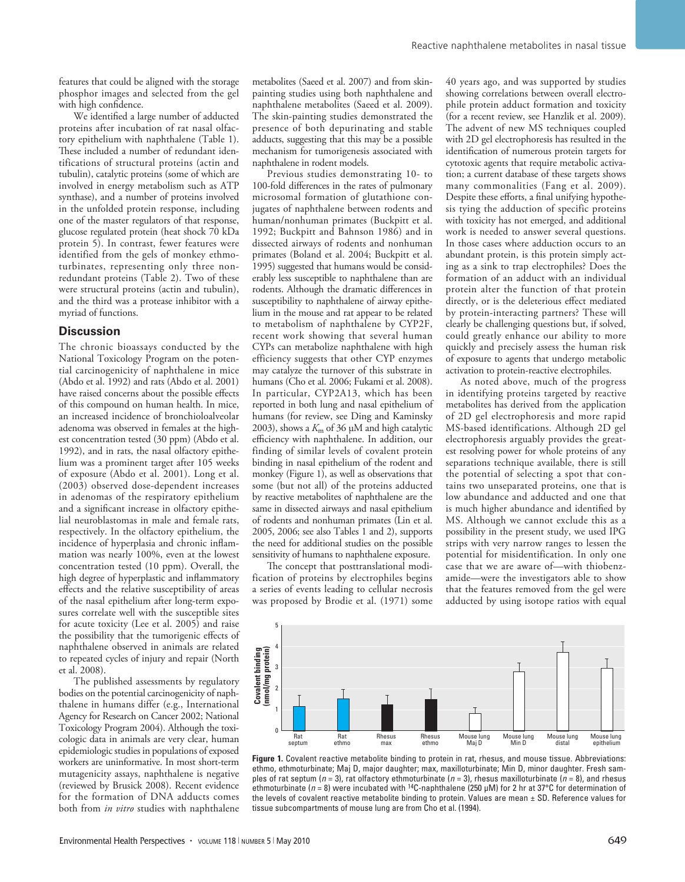features that could be aligned with the storage phosphor images and selected from the gel with high confidence.

We identified a large number of adducted proteins after incubation of rat nasal olfactory epithelium with naphthalene (Table 1). These included a number of redundant identifications of structural proteins (actin and tubulin), catalytic proteins (some of which are involved in energy metabolism such as ATP synthase), and a number of proteins involved in the unfolded protein response, including one of the master regulators of that response, glucose regulated protein (heat shock 70 kDa protein 5). In contrast, fewer features were identified from the gels of monkey ethmoturbinates, representing only three nonredundant proteins (Table 2). Two of these were structural proteins (actin and tubulin), and the third was a protease inhibitor with a myriad of functions.

## Discussion

The chronic bioassays conducted by the National Toxicology Program on the potential carcinogenicity of naphthalene in mice (Abdo et al. 1992) and rats (Abdo et al. 2001) have raised concerns about the possible effects of this compound on human health. In mice, an increased incidence of bronchioloalveolar adenoma was observed in females at the highest concentration tested (30 ppm) (Abdo et al. 1992), and in rats, the nasal olfactory epithelium was a prominent target after 105 weeks of exposure (Abdo et al. 2001). Long et al. (2003) observed dose-dependent increases in adenomas of the respiratory epithelium and a significant increase in olfactory epithelial neuroblastomas in male and female rats, respectively. In the olfactory epithelium, the incidence of hyperplasia and chronic inflammation was nearly 100%, even at the lowest concentration tested (10 ppm). Overall, the high degree of hyperplastic and inflammatory effects and the relative susceptibility of areas of the nasal epithelium after long-term exposures correlate well with the susceptible sites for acute toxicity (Lee et al. 2005) and raise the possibility that the tumorigenic effects of naphthalene observed in animals are related to repeated cycles of injury and repair (North et al. 2008).

The published assessments by regulatory bodies on the potential carcinogenicity of naphthalene in humans differ (e.g., International Agency for Research on Cancer 2002; National Toxicology Program 2004). Although the toxicologic data in animals are very clear, human epidemiologic studies in populations of exposed workers are uninformative. In most short-term mutagenicity assays, naphthalene is negative (reviewed by Brusick 2008). Recent evidence for the formation of DNA adducts comes both from *in vitro* studies with naphthalene metabolites (Saeed et al. 2007) and from skin-painting studies using both naphthalene and naphthalene metabolites (Saeed et al. 2009). The skin-painting studies demonstrated the presence of both depurinating and stable adducts, suggesting that this may be a possible mechanism for tumorigenesis associated with naphthalene in rodent models.

Previous studies demonstrating 10- to 100-fold differences in the rates of pulmonary microsomal formation of glutathione conjugates of naphthalene between rodents and human/nonhuman primates (Buckpitt et al. 1992; Buckpitt and Bahnson 1986) and in dissected airways of rodents and nonhuman primates (Boland et al. 2004; Buckpitt et al. 1995) suggested that humans would be considerably less susceptible to naphthalene than are rodents. Although the dramatic differences in susceptibility to naphthalene of airway epithelium in the mouse and rat appear to be related to metabolism of naphthalene by CYP2F, recent work showing that several human CYPs can metabolize naphthalene with high efficiency suggests that other CYP enzymes may catalyze the turnover of this substrate in humans (Cho et al. 2006; Fukami et al. 2008). In particular, CYP2A13, which has been reported in both lung and nasal epithelium of humans (for review, see Ding and Kaminsky 2003), shows a $K_m$ of 36 μM and high catalytic efficiency with naphthalene. In addition, our finding of similar levels of covalent protein binding in nasal epithelium of the rodent and monkey (Figure 1), as well as observations that some (but not all) of the proteins adducted by reactive metabolites of naphthalene are the same in dissected airways and nasal epithelium of rodents and nonhuman primates (Lin et al. 2005, 2006; see also Tables 1 and 2), supports the need for additional studies on the possible sensitivity of humans to naphthalene exposure.

The concept that posttranslational modification of proteins by electrophiles begins a series of events leading to cellular necrosis was proposed by Brodie et al. (1971) some 40 years ago, and was supported by studies showing correlations between overall electrophile protein adduct formation and toxicity (for a recent review, see Hanzlik et al. 2009). The advent of new MS techniques coupled with 2D gel electrophoresis has resulted in the identification of numerous protein targets for cytotoxic agents that require metabolic activation; a current database of these targets shows many commonalities (Fang et al. 2009). Despite these efforts, a final unifying hypothesis tying the adduction of specific proteins with toxicity has not emerged, and additional work is needed to answer several questions. In those cases where adduction occurs to an abundant protein, is this protein simply acting as a sink to trap electrophiles? Does the formation of an adduct with an individual protein alter the function of that protein directly, or is the deleterious effect mediated by protein-interacting partners? These will clearly be challenging questions but, if solved, could greatly enhance our ability to more quickly and precisely assess the human risk of exposure to agents that undergo metabolic activation to protein-reactive electrophiles.

As noted above, much of the progress in identifying proteins targeted by reactive metabolites has derived from the application of 2D gel electrophoresis and more rapid MS-based identifications. Although 2D gel electrophoresis arguably provides the greatest resolving power for whole proteins of any separations technique available, there is still the potential of selecting a spot that contains two unseparated proteins, one that is low abundance and adducted and one that is much higher abundance and identified by MS. Although we cannot exclude this as a possibility in the present study, we used IPG strips with very narrow ranges to lessen the potential for misidentification. In only one case that we are aware of—with thiobenzamide—were the investigators able to show that the features removed from the gel were adducted by using isotope ratios with equal

**Figure 1.** Covalent reactive metabolite binding to protein in rat, rhesus, and mouse tissue. Abbreviations: ethmo, ethmoturbinate; Maj D, major daughter; max, maxilloturbinate; Min D, minor daughter. Fresh samples of rat septum ($n$ = 3), rat olfactory ethmoturbinate ($n$ = 3), rhesus maxilloturbinate ($n$ = 8), and rhesus ethmoturbinate ($n$ = 8) were incubated with $^{14}$C-naphthalene (250 μM) for 2 hr at 37°C for determination of the levels of covalent reactive metabolite binding to protein. Values are mean ± SD. Reference values for tissue subcompartments of mouse lung are from Cho et al. (1994).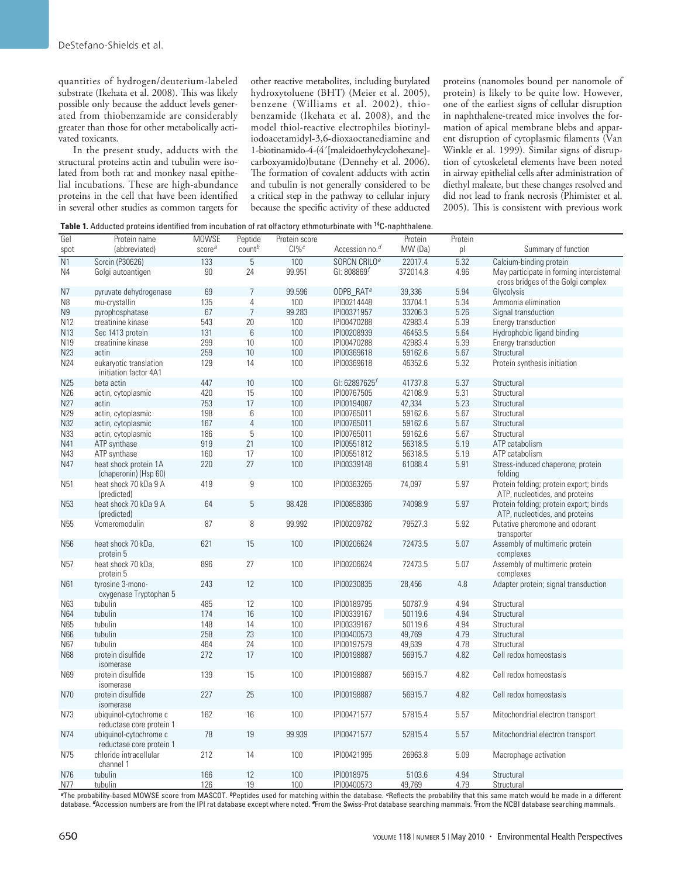quantities of hydrogen/deuterium-labeled substrate (Ikehata et al. 2008). This was likely possible only because the adduct levels generated from thiobenzamide are considerably greater than those for other metabolically activated toxicants.

In the present study, adducts with the structural proteins actin and tubulin were isolated from both rat and monkey nasal epithelial incubations. These are high-abundance proteins in the cell that have been identified in several other studies as common targets for other reactive metabolites, including butylated hydroxytoluene (BHT) (Meier et al. 2005), benzene (Williams et al. 2002), thiobenzamide (Ikehata et al. 2008), and the model thiol-reactive electrophiles biotinyl-iodoacetamidyl-3,6-dioxaoctanediamine and 1-biotinamido-4-(4′[maleidoethylcyclohexane]-carboxyamido)butane (Dennehy et al. 2006). The formation of covalent adducts with actin and tubulin is not generally considered to be a critical step in the pathway to cellular injury because the specific activity of these adducted proteins (nanomoles bound per nanomole of protein) is likely to be quite low. However, one of the earliest signs of cellular disruption in naphthalene-treated mice involves the formation of apical membrane blebs and apparent disruption of cytoplasmic filaments (Van Winkle et al. 1999). Similar signs of disruption of cytoskeletal elements have been noted in airway epithelial cells after administration of diethyl maleate, but these changes resolved and did not lead to frank necrosis (Phimister et al. 2005). This is consistent with previous work

**Table 1.** Adducted proteins identified from incubation of rat olfactory ethmoturbinate with $^{14}$C-naphthalene.

| Gel spot | Protein name (abbreviated) | MOWSE score[a] | Peptide count[b] | Protein score CI%[c] | Accession no.[d] | Protein MW (Da) | Protein pI | Summary of function |
|---|---|---|---|---|---|---|---|---|
| N1 | Sorcin (P30626) | 133 | 5 | 100 | SORCN CRILO[e] | 22017.4 | 5.32 | Calcium-binding protein |
| N4 | Golgi autoantigen | 90 | 24 | 99.951 | GI: 808869[f] | 372014.8 | 4.96 | May participate in forming intercisternal cross bridges of the Golgi complex |
| N7 | pyruvate dehydrogenase | 69 | 7 | 99.596 | ODPB_RAT[e] | 39,336 | 5.94 | Glycolysis |
| N8 | mu-crystallin | 135 | 4 | 100 | IPI00214448 | 33704.1 | 5.34 | Ammonia elimination |
| N9 | pyrophosphatase | 67 | 7 | 99.283 | IPI00371957 | 33206.3 | 5.26 | Signal transduction |
| N12 | creatinine kinase | 543 | 20 | 100 | IPI00470288 | 42983.4 | 5.39 | Energy transduction |
| N13 | Sec 1413 protein | 131 | 6 | 100 | IPI00208939 | 46453.5 | 5.64 | Hydrophobic ligand binding |
| N19 | creatinine kinase | 299 | 10 | 100 | IPI00470288 | 42983.4 | 5.39 | Energy transduction |
| N23 | actin | 259 | 10 | 100 | IPI00369618 | 59162.6 | 5.67 | Structural |
| N24 | eukaryotic translation initiation factor 4A1 | 129 | 14 | 100 | IPI00369618 | 46352.6 | 5.32 | Protein synthesis initiation |
| N25 | beta actin | 447 | 10 | 100 | GI: 62897625[f] | 41737.8 | 5.37 | Structural |
| N26 | actin, cytoplasmic | 420 | 15 | 100 | IPI00767505 | 42108.9 | 5.31 | Structural |
| N27 | actin | 753 | 17 | 100 | IPI00194087 | 42,334 | 5.23 | Structural |
| N29 | actin, cytoplasmic | 198 | 6 | 100 | IPI00765011 | 59162.6 | 5.67 | Structural |
| N32 | actin, cytoplasmic | 167 | 4 | 100 | IPI00765011 | 59162.6 | 5.67 | Structural |
| N33 | actin, cytoplasmic | 186 | 5 | 100 | IPI00765011 | 59162.6 | 5.67 | Structural |
| N41 | ATP synthase | 919 | 21 | 100 | IPI00551812 | 56318.5 | 5.19 | ATP catabolism |
| N43 | ATP synthase | 160 | 17 | 100 | IPI00551812 | 56318.5 | 5.19 | ATP catabolism |
| N47 | heat shock protein 1A (chaperonin) (Hsp 60) | 220 | 27 | 100 | IPI00339148 | 61088.4 | 5.91 | Stress-induced chaperone; protein folding |
| N51 | heat shock 70 kDa 9 A (predicted) | 419 | 9 | 100 | IPI00363265 | 74,097 | 5.97 | Protein folding; protein export; binds ATP, nucleotides, and proteins |
| N53 | heat shock 70 kDa 9 A (predicted) | 64 | 5 | 98.428 | IPI00858386 | 74098.9 | 5.97 | Protein folding; protein export; binds ATP, nucleotides, and proteins |
| N55 | Vomeromodulin | 87 | 8 | 99.992 | IPI00209782 | 79527.3 | 5.92 | Putative pheromone and odorant transporter |
| N56 | heat shock 70 kDa, protein 5 | 621 | 15 | 100 | IPI00206624 | 72473.5 | 5.07 | Assembly of multimeric protein complexes |
| N57 | heat shock 70 kDa, protein 5 | 896 | 27 | 100 | IPI00206624 | 72473.5 | 5.07 | Assembly of multimeric protein complexes |
| N61 | tyrosine 3-mono-oxygenase Tryptophan 5 | 243 | 12 | 100 | IPI00230835 | 28,456 | 4.8 | Adapter protein; signal transduction |
| N63 | tubulin | 485 | 12 | 100 | IPI00189795 | 50787.9 | 4.94 | Structural |
| N64 | tubulin | 174 | 16 | 100 | IPI00339167 | 50119.6 | 4.94 | Structural |
| N65 | tubulin | 148 | 14 | 100 | IPI00339167 | 50119.6 | 4.94 | Structural |
| N66 | tubulin | 258 | 23 | 100 | IPI00400573 | 49,769 | 4.79 | Structural |
| N67 | tubulin | 464 | 24 | 100 | IPI00197579 | 49,639 | 4.78 | Structural |
| N68 | protein disulfide isomerase | 272 | 17 | 100 | IPI00198887 | 56915.7 | 4.82 | Cell redox homeostasis |
| N69 | protein disulfide isomerase | 139 | 15 | 100 | IPI00198887 | 56915.7 | 4.82 | Cell redox homeostasis |
| N70 | protein disulfide isomerase | 227 | 25 | 100 | IPI00198887 | 56915.7 | 4.82 | Cell redox homeostasis |
| N73 | ubiquinol-cytochrome c reductase core protein 1 | 162 | 16 | 100 | IPI00471577 | 57815.4 | 5.57 | Mitochondrial electron transport |
| N74 | ubiquinol-cytochrome c reductase core protein 1 | 78 | 19 | 99.939 | IPI00471577 | 52815.4 | 5.57 | Mitochondrial electron transport |
| N75 | chloride intracellular channel 1 | 212 | 14 | 100 | IPI00421995 | 26963.8 | 5.09 | Macrophage activation |
| N76 | tubulin | 166 | 12 | 100 | IPI0018975 | 5103.6 | 4.94 | Structural |
| N77 | tubulin | 126 | 19 | 100 | IPI00400573 | 49,769 | 4.79 | Structural |

[a]The probability-based MOWSE score from MASCOT. [b]Peptides used for matching within the database. [c]Reflects the probability that this same match would be made in a different database. [d]Accession numbers are from the IPI rat database except where noted. [e]From the Swiss-Prot database searching mammals. [f]From the NCBI database searching mammals.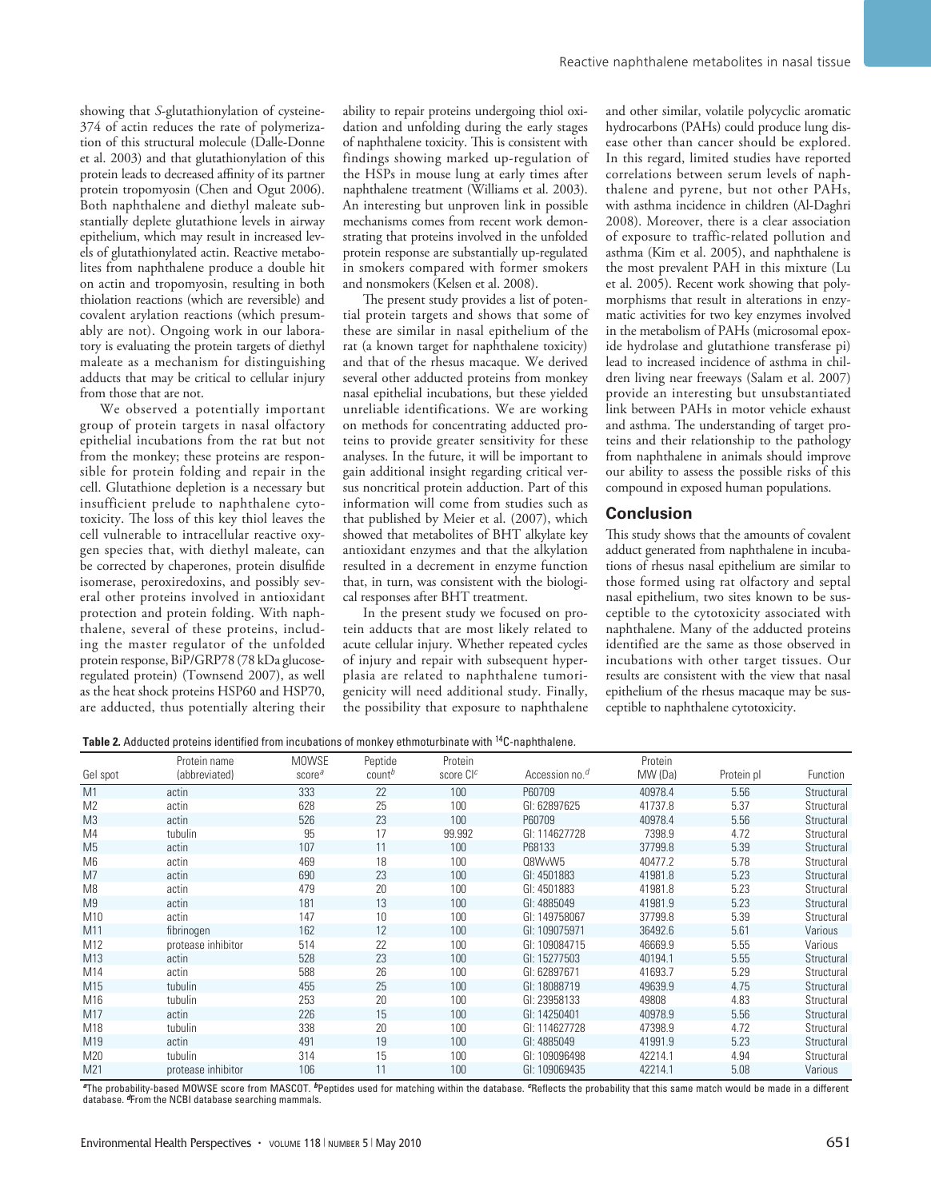showing that *S*-glutathionylation of cysteine-374 of actin reduces the rate of polymerization of this structural molecule (Dalle-Donne et al. 2003) and that glutathionylation of this protein leads to decreased affinity of its partner protein tropomyosin (Chen and Ogut 2006). Both naphthalene and diethyl maleate substantially deplete glutathione levels in airway epithelium, which may result in increased levels of glutathionylated actin. Reactive metabolites from naphthalene produce a double hit on actin and tropomyosin, resulting in both thiolation reactions (which are reversible) and covalent arylation reactions (which presumably are not). Ongoing work in our laboratory is evaluating the protein targets of diethyl maleate as a mechanism for distinguishing adducts that may be critical to cellular injury from those that are not.

We observed a potentially important group of protein targets in nasal olfactory epithelial incubations from the rat but not from the monkey; these proteins are responsible for protein folding and repair in the cell. Glutathione depletion is a necessary but insufficient prelude to naphthalene cytotoxicity. The loss of this key thiol leaves the cell vulnerable to intracellular reactive oxygen species that, with diethyl maleate, can be corrected by chaperones, protein disulfide isomerase, peroxiredoxins, and possibly several other proteins involved in antioxidant protection and protein folding. With naphthalene, several of these proteins, including the master regulator of the unfolded protein response, BiP/GRP78 (78 kDa glucose-regulated protein) (Townsend 2007), as well as the heat shock proteins HSP60 and HSP70, are adducted, thus potentially altering their ability to repair proteins undergoing thiol oxidation and unfolding during the early stages of naphthalene toxicity. This is consistent with findings showing marked up-regulation of the HSPs in mouse lung at early times after naphthalene treatment (Williams et al. 2003). An interesting but unproven link in possible mechanisms comes from recent work demonstrating that proteins involved in the unfolded protein response are substantially up-regulated in smokers compared with former smokers and nonsmokers (Kelsen et al. 2008).

The present study provides a list of potential protein targets and shows that some of these are similar in nasal epithelium of the rat (a known target for naphthalene toxicity) and that of the rhesus macaque. We derived several other adducted proteins from monkey nasal epithelial incubations, but these yielded unreliable identifications. We are working on methods for concentrating adducted proteins to provide greater sensitivity for these analyses. In the future, it will be important to gain additional insight regarding critical versus noncritical protein adduction. Part of this information will come from studies such as that published by Meier et al. (2007), which showed that metabolites of BHT alkylate key antioxidant enzymes and that the alkylation resulted in a decrement in enzyme function that, in turn, was consistent with the biological responses after BHT treatment.

In the present study we focused on protein adducts that are most likely related to acute cellular injury. Whether repeated cycles of injury and repair with subsequent hyperplasia are related to naphthalene tumorigenicity will need additional study. Finally, the possibility that exposure to naphthalene and other similar, volatile polycyclic aromatic hydrocarbons (PAHs) could produce lung disease other than cancer should be explored. In this regard, limited studies have reported correlations between serum levels of naphthalene and pyrene, but not other PAHs, with asthma incidence in children (Al-Daghri 2008). Moreover, there is a clear association of exposure to traffic-related pollution and asthma (Kim et al. 2005), and naphthalene is the most prevalent PAH in this mixture (Lu et al. 2005). Recent work showing that polymorphisms that result in alterations in enzymatic activities for two key enzymes involved in the metabolism of PAHs (microsomal epoxide hydrolase and glutathione transferase pi) lead to increased incidence of asthma in children living near freeways (Salam et al. 2007) provide an interesting but unsubstantiated link between PAHs in motor vehicle exhaust and asthma. The understanding of target proteins and their relationship to the pathology from naphthalene in animals should improve our ability to assess the possible risks of this compound in exposed human populations.

## Conclusion

This study shows that the amounts of covalent adduct generated from naphthalene in incubations of rhesus nasal epithelium are similar to those formed using rat olfactory and septal nasal epithelium, two sites known to be susceptible to the cytotoxicity associated with naphthalene. Many of the adducted proteins identified are the same as those observed in incubations with other target tissues. Our results are consistent with the view that nasal epithelium of the rhesus macaque may be susceptible to naphthalene cytotoxicity.

**Table 2.** Adducted proteins identified from incubations of monkey ethmoturbinate with $^{14}$C-naphthalene.

| Gel spot | Protein name (abbreviated) | MOWSE score[a] | Peptide count[b] | Protein score CI[c] | Accession no.[d] | Protein MW (Da) | Protein pI | Function |
|---|---|---|---|---|---|---|---|---|
| M1 | actin | 333 | 22 | 100 | P60709 | 40978.4 | 5.56 | Structural |
| M2 | actin | 628 | 25 | 100 | GI: 62897625 | 41737.8 | 5.37 | Structural |
| M3 | actin | 526 | 23 | 100 | P60709 | 40978.4 | 5.56 | Structural |
| M4 | tubulin | 95 | 17 | 99.992 | GI: 114627728 | 7398.9 | 4.72 | Structural |
| M5 | actin | 107 | 11 | 100 | P68133 | 37799.8 | 5.39 | Structural |
| M6 | actin | 469 | 18 | 100 | Q8WvW5 | 40477.2 | 5.78 | Structural |
| M7 | actin | 690 | 23 | 100 | GI: 4501883 | 41981.8 | 5.23 | Structural |
| M8 | actin | 479 | 20 | 100 | GI: 4501883 | 41981.8 | 5.23 | Structural |
| M9 | actin | 181 | 13 | 100 | GI: 4885049 | 41981.9 | 5.23 | Structural |
| M10 | actin | 147 | 10 | 100 | GI: 149758067 | 37799.8 | 5.39 | Structural |
| M11 | fibrinogen | 162 | 12 | 100 | GI: 109075971 | 36492.6 | 5.61 | Various |
| M12 | protease inhibitor | 514 | 22 | 100 | GI: 109084715 | 46669.9 | 5.55 | Various |
| M13 | actin | 528 | 23 | 100 | GI: 15277503 | 40194.1 | 5.55 | Structural |
| M14 | actin | 588 | 26 | 100 | GI: 62897671 | 41693.7 | 5.29 | Structural |
| M15 | tubulin | 455 | 25 | 100 | GI: 18088719 | 49639.9 | 4.75 | Structural |
| M16 | tubulin | 253 | 20 | 100 | GI: 23958133 | 49808 | 4.83 | Structural |
| M17 | actin | 226 | 15 | 100 | GI: 14250401 | 40978.9 | 5.56 | Structural |
| M18 | tubulin | 338 | 20 | 100 | GI: 114627728 | 47398.9 | 4.72 | Structural |
| M19 | actin | 491 | 19 | 100 | GI: 4885049 | 41991.9 | 5.23 | Structural |
| M20 | tubulin | 314 | 15 | 100 | GI: 109096498 | 42214.1 | 4.94 | Structural |
| M21 | protease inhibitor | 106 | 11 | 100 | GI: 109069435 | 42214.1 | 5.08 | Various |

[a]The probability-based MOWSE score from MASCOT. [b]Peptides used for matching within the database. [c]Reflects the probability that this same match would be made in a different database. [d]From the NCBI database searching mammals.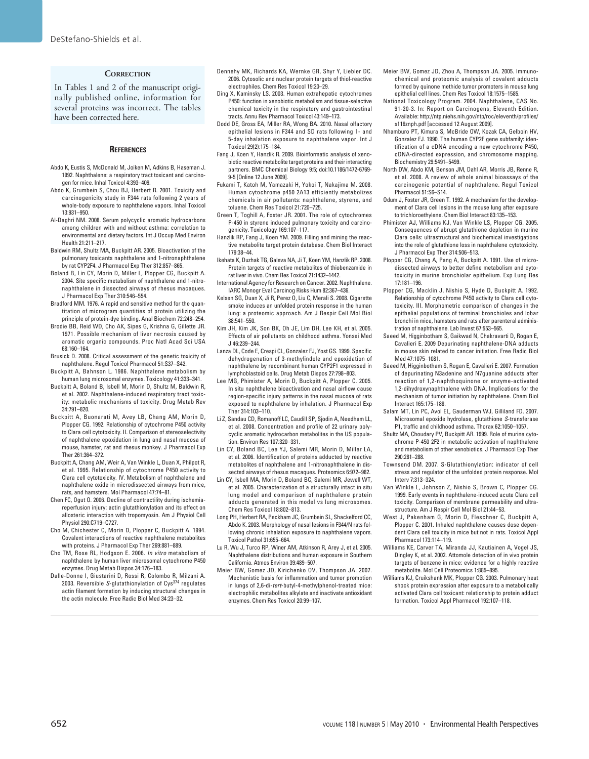## Correction

In Tables 1 and 2 of the manuscript originally published online, information for several proteins was incorrect. The tables have been corrected here.

## References

Abdo K, Eustis S, McDonald M, Joiken M, Adkins B, Haseman J. 1992. Naphthalene: a respiratory tract toxicant and carcinogen for mice. Inhal Toxicol 4:393–409.

Abdo K, Grumbein S, Chou BJ, Herbert R. 2001. Toxicity and carcinogenicity study in F344 rats following 2 years of whole-body exposure to naphthalene vapors. Inhal Toxicol 13:931–950.

Al-Daghri NM. 2008. Serum polycyclic aromatic hydrocarbons among children with and without asthma: correlation to environmental and dietary factors. Int J Occup Med Environ Health 21:211–217.

Baldwin RM, Shultz MA, Buckpitt AR. 2005. Bioactivation of the pulmonary toxicants naphthalene and 1-nitronaphthalene by rat CYP2F4. J Pharmacol Exp Ther 312:857–865.

Boland B, Lin CY, Morin D, Miller L, Plopper CG, Buckpitt A. 2004. Site specific metabolism of naphthalene and 1-nitronaphthalene in dissected airways of rhesus macaques. J Pharmacol Exp Ther 310:546–554.

Bradford MM. 1976. A rapid and sensitive method for the quantitation of microgram quantities of protein utilizing the principle of protein-dye binding. Anal Biochem 72:248–254.

Brodie BB, Reid WD, Cho AK, Sipes G, Krishna G, Gillette JR. 1971. Possible mechanism of liver necrosis caused by aromatic organic compounds. Proc Natl Acad Sci USA 68:160–164.

Brusick D. 2008. Critical assessment of the genetic toxicity of naphthalene. Regul Toxicol Pharmacol 51:S37–S42.

Buckpitt A, Bahnson L. 1986. Naphthalene metabolism by human lung microsomal enzymes. Toxicology 41:333–341.

Buckpitt A, Boland B, Isbell M, Morin D, Shultz M, Baldwin R, et al. 2002. Naphthalene-induced respiratory tract toxicity: metabolic mechanisms of toxicity. Drug Metab Rev 34:791–820.

Buckpitt A, Buonarati M, Avey LB, Chang AM, Morin D, Plopper CG. 1992. Relationship of cytochrome P450 activity to Clara cell cytotoxicity. II. Comparison of stereoselectivity of naphthalene epoxidation in lung and nasal mucosa of mouse, hamster, rat and rhesus monkey. J Pharmacol Exp Ther 261:364–372.

Buckpitt A, Chang AM, Weir A, Van Winkle L, Duan X, Philpot R, et al. 1995. Relationship of cytochrome P450 activity to Clara cell cytotoxicity. IV. Metabolism of naphthalene and naphthalene oxide in microdissected airways from mice, rats, and hamsters. Mol Pharmacol 47:74–81.

Chen FC, Ogut O. 2006. Decline of contractility during ischemia-reperfusion injury: actin glutathionylation and its effect on allosteric interaction with tropomyosin. Am J Physiol Cell Physiol 290:C719–C727.

Cho M, Chichester C, Morin D, Plopper C, Buckpitt A. 1994. Covalent interactions of reactive naphthalene metabolites with proteins. J Pharmacol Exp Ther 269:881–889.

Cho TM, Rose RL, Hodgson E. 2006. *In vitro* metabolism of naphthalene by human liver microsomal cytochrome P450 enzymes. Drug Metab Dispos 34:176–183.

Dalle-Donne I, Giustarini D, Rossi R, Colombo R, Milzani A. 2003. Reversible *S*-glutathionylation of Cys[374] regulates actin filament formation by inducing structural changes in the actin molecule. Free Radic Biol Med 34:23–32.

Dennehy MK, Richards KA, Wernke GR, Shyr Y, Liebler DC. 2006. Cytosolic and nuclear protein targets of thiol-reactive electrophiles. Chem Res Toxicol 19:20–29.

Ding X, Kaminsky LS. 2003. Human extrahepatic cytochromes P450: function in xenobiotic metabolism and tissue-selective chemical toxicity in the respiratory and gastrointestinal tracts. Annu Rev Pharmacol Toxicol 43:149–173.

Dodd DE, Gross EA, Miller RA, Wong BA. 2010. Nasal olfactory epithelial lesions in F344 and SD rats following 1- and 5-day inhalation exposure to naphthalene vapor. Int J Toxicol 29(2):175–184.

Fang J, Koen Y, Hanzlik R. 2009. Bioinformatic analysis of xenobiotic reactive metabolite target proteins and their interacting partners. BMC Chemical Biology 9:5; doi:10.1186/1472-6769-9-5 [Online 12 June 2009].

Fukami T, Katoh M, Yamazaki H, Yokoi T, Nakajima M. 2008. Human cytochrome p450 2A13 efficiently metabolizes chemicals in air pollutants: naphthalene, styrene, and toluene. Chem Res Toxicol 21:720–725.

Green T, Toghill A, Foster JR. 2001. The role of cytochromes P-450 in styrene induced pulmonary toxicity and carcinogenicity. Toxicology 169:107–117.

Hanzlik RP, Fang J, Koen YM. 2009. Filling and mining the reactive metabolite target protein database. Chem Biol Interact 179:38–44.

Ikehata K, Duzhak TG, Galeva NA, Ji T, Koen YM, Hanzlik RP. 2008. Protein targets of reactive metabolites of thiobenzamide in rat liver in vivo. Chem Res Toxicol 21:1432–1442.

International Agency for Research on Cancer. 2002. Naphthalene. IARC Monogr Eval Carcinog Risks Hum 82:367–436.

Kelsen SG, Duan X, Ji R, Perez O, Liu C, Merali S. 2008. Cigarette smoke induces an unfolded protein response in the human lung: a proteomic approach. Am J Respir Cell Mol Biol 38:541–550.

Kim JH, Kim JK, Son BK, Oh JE, Lim DH, Lee KH, et al. 2005. Effects of air pollutants on childhood asthma. Yonsei Med J 46:239–244.

Lanza DL, Code E, Crespi CL, Gonzalez FJ, Yost GS. 1999. Specific dehydrogenation of 3-methylindole and epoxidation of naphthalene by recombinant human CYP2F1 expressed in lymphoblastoid cells. Drug Metab Dispos 27:798–803.

Lee MG, Phimister A, Morin D, Buckpitt A, Plopper C. 2005. In situ naphthalene bioactivation and nasal airflow cause region-specific injury patterns in the nasal mucosa of rats exposed to naphthalene by inhalation. J Pharmacol Exp Ther 314:103–110.

Li Z, Sandau CD, Romanoff LC, Caudill SP, Sjodin A, Needham LL, et al. 2008. Concentration and profile of 22 urinary polycyclic aromatic hydrocarbon metabolites in the US population. Environ Res 107:320–331.

Lin CY, Boland BC, Lee YJ, Salemi MR, Morin D, Miller LA, et al. 2006. Identification of proteins adducted by reactive metabolites of naphthalene and 1-nitronaphthalene in dissected airways of rhesus macaques. Proteomics 6:972–982.

Lin CY, Isbell MA, Morin D, Boland BC, Salemi MR, Jewell WT, et al. 2005. Characterization of a structurally intact in situ lung model and comparison of naphthalene protein adducts generated in this model vs lung microsomes. Chem Res Toxicol 18:802–813.

Long PH, Herbert RA, Peckham JC, Grumbein SL, Shackelford CC, Abdo K. 2003. Morphology of nasal lesions in F344/N rats following chronic inhalation exposure to naphthalene vapors. Toxicol Pathol 31:655–664.

Lu R, Wu J, Turco RP, Winer AM, Atkinson R, Arey J, et al. 2005. Naphthalene distributions and human exposure in Southern California. Atmos Environ 39:489–507.

Meier BW, Gomez JD, Kirichenko OV, Thompson JA. 2007. Mechanistic basis for inflammation and tumor promotion in lungs of 2,6-di-*tert*-butyl-4-methylphenol-treated mice: electrophilic metabolites alkylate and inactivate antioxidant enzymes. Chem Res Toxicol 20:99–107.

Meier BW, Gomez JD, Zhou A, Thompson JA. 2005. Immunochemical and proteomic analysis of covalent adducts formed by quinone methide tumor promoters in mouse lung epithelial cell lines. Chem Res Toxicol 18:1575–1585.

National Toxicology Program. 2004. Naphthalene, CAS No. 91-20-3. In: Report on Carcinogens, Eleventh Edition. Available: http://ntp.niehs.nih.gov/ntp/roc/eleventh/profiles/s116znph.pdf [accessed 12 August 2009].

Nhamburo PT, Kimura S, McBride OW, Kozak CA, Gelboin HV, Gonzalez FJ. 1990. The human CYP2F gene subfamily: identification of a cDNA encoding a new cytochrome P450, cDNA-directed expression, and chromosome mapping. Biochemistry 29:5491–5499.

North DW, Abdo KM, Benson JM, Dahl AR, Morris JB, Renne R, et al. 2008. A review of whole animal bioassays of the carcinogenic potential of naphthalene. Regul Toxicol Pharmacol 51:S6–S14.

Odum J, Foster JR, Green T. 1992. A mechanism for the development of Clara cell lesions in the mouse lung after exposure to trichloroethylene. Chem Biol Interact 83:135–153.

Phimister AJ, Williams KJ, Van Winkle LS, Plopper CG. 2005. Consequences of abrupt glutathione depletion in murine Clara cells: ultrastructural and biochemical investigations into the role of glutathione loss in naphthalene cytotoxicity. J Pharmacol Exp Ther 314:506–513.

Plopper CG, Chang AM, Pang A, Buckpitt A. 1991. Use of microdissected airways to better define metabolism and cytotoxicity in murine bronchiolar epithelium. Exp Lung Res 17:181–196.

Plopper CG, Macklin J, Nishio S, Hyde D, Buckpitt A. 1992. Relationship of cytochrome P450 activity to Clara cell cytotoxicity. III. Morphometric comparison of changes in the epithelial populations of terminal bronchioles and lobar bronchi in mice, hamsters and rats after parenteral administration of naphthalene. Lab Invest 67:553–565.

Saeed M, Higginbotham S, Gaikwad N, Chakravarti D, Rogan E, Cavalieri E. 2009 Depurinating naphthalene-DNA adducts in mouse skin related to cancer initiation. Free Radic Biol Med 47:1075–1081.

Saeed M, Higginbotham S, Rogan E, Cavalieri E. 2007. Formation of depurinating N3adenine and N7guanine adducts after reaction of 1,2-naphthoquinone or enzyme-activated 1,2-dihydroxynaphthalene with DNA. Implications for the mechanism of tumor initiation by naphthalene. Chem Biol Interact 165:175–188.

Salam MT, Lin PC, Avol EL, Gauderman WJ, Gilliland FD. 2007. Microsomal epoxide hydrolase, glutathione *S*-transferase P1, traffic and childhood asthma. Thorax 62:1050–1057.

Shultz MA, Choudary PV, Buckpitt AR. 1999. Role of murine cytochrome P-450 2F2 in metabolic activation of naphthalene and metabolism of other xenobiotics. J Pharmacol Exp Ther 290:281–288.

Townsend DM. 2007. S-Glutathionylation: indicator of cell stress and regulator of the unfolded protein response. Mol Interv 7:313–324.

Van Winkle L, Johnson Z, Nishio S, Brown C, Plopper CG. 1999. Early events in naphthalene-induced acute Clara cell toxicity. Comparison of membrane permeability and ultrastructure. Am J Respir Cell Mol Biol 21:44–53.

West J, Pakenham G, Morin D, Fleschner C, Buckpitt A, Plopper C. 2001. Inhaled naphthalene causes dose dependent Clara cell toxicity in mice but not in rats. Toxicol Appl Pharmacol 173:114–119.

Williams KE, Carver TA, Miranda JJ, Kautiainen A, Vogel JS, Dingley K, et al. 2002. Attomole detection of in vivo protein targets of benzene in mice: evidence for a highly reactive metabolite. Mol Cell Proteomics 1:885–895.

Williams KJ, Cruikshank MK, Plopper CG. 2003. Pulmonary heat shock protein expression after exposure to a metabolically activated Clara cell toxicant: relationship to protein adduct formation. Toxicol Appl Pharmacol 192:107–118.